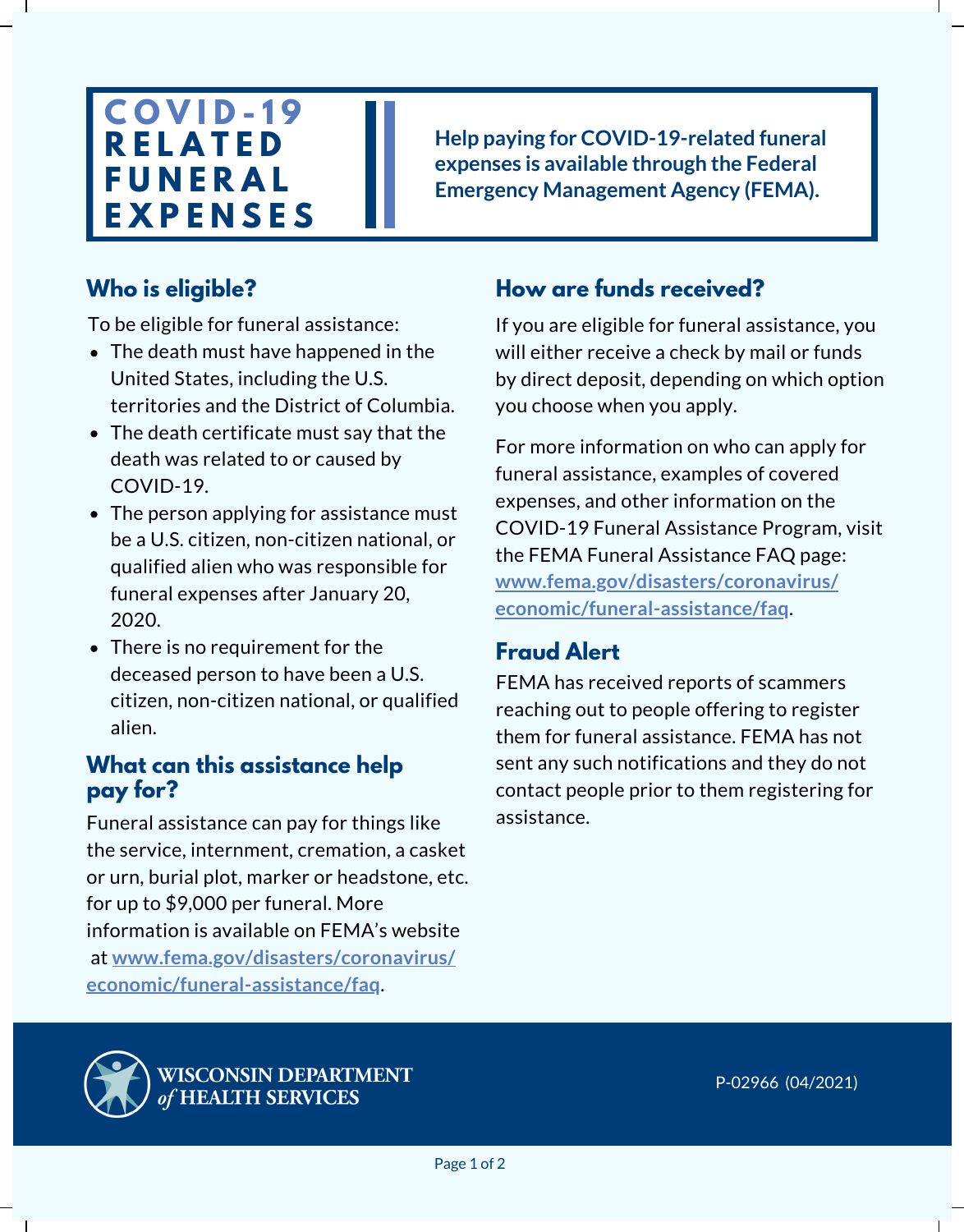# COVID-19 RELATED FUNERAL EXPENSES

**Help paying for COVID-19-related funeral expenses is available through the Federal Emergency Management Agency (FEMA).**

## Who is eligible?

To be eligible for funeral assistance:

- The death must have happened in the United States, including the U.S. territories and the District of Columbia.
- The death certificate must say that the death was related to or caused by COVID-19.
- The person applying for assistance must be a U.S. citizen, non-citizen national, or qualified alien who was responsible for funeral expenses after January 20, 2020.
- There is no requirement for the deceased person to have been a U.S. citizen, non-citizen national, or qualified alien.

## What can this assistance help pay for?

Funeral assistance can pay for things like the service, internment, cremation, a casket or urn, burial plot, marker or headstone, etc. for up to $9,000 per funeral. More information is available on FEMA's website at **www.fema.gov/disasters/coronavirus/economic/funeral-assistance/faq**.

## How are funds received?

If you are eligible for funeral assistance, you will either receive a check by mail or funds by direct deposit, depending on which option you choose when you apply.

For more information on who can apply for funeral assistance, examples of covered expenses, and other information on the COVID-19 Funeral Assistance Program, visit the FEMA Funeral Assistance FAQ page: **www.fema.gov/disasters/coronavirus/economic/funeral-assistance/faq**.

## Fraud Alert

FEMA has received reports of scammers reaching out to people offering to register them for funeral assistance. FEMA has not sent any such notifications and they do not contact people prior to them registering for assistance.

WISCONSIN DEPARTMENT *of* HEALTH SERVICES

P-02966 (04/2021)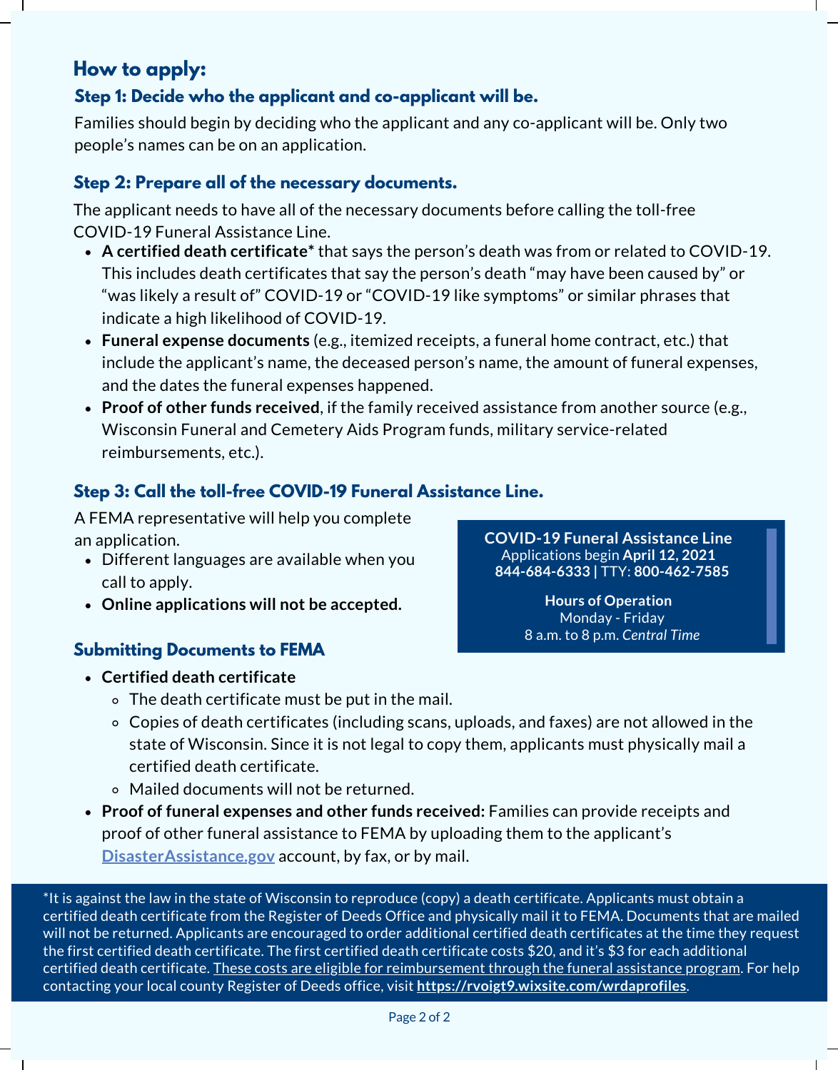## How to apply:

### Step 1: Decide who the applicant and co-applicant will be.

Families should begin by deciding who the applicant and any co-applicant will be. Only two people's names can be on an application.

### Step 2: Prepare all of the necessary documents.

The applicant needs to have all of the necessary documents before calling the toll-free COVID-19 Funeral Assistance Line.

- **A certified death certificate*** that says the person's death was from or related to COVID-19. This includes death certificates that say the person's death "may have been caused by" or "was likely a result of" COVID-19 or "COVID-19 like symptoms" or similar phrases that indicate a high likelihood of COVID-19.
- **Funeral expense documents** (e.g., itemized receipts, a funeral home contract, etc.) that include the applicant's name, the deceased person's name, the amount of funeral expenses, and the dates the funeral expenses happened.
- **Proof of other funds received**, if the family received assistance from another source (e.g., Wisconsin Funeral and Cemetery Aids Program funds, military service-related reimbursements, etc.).

### Step 3: Call the toll-free COVID-19 Funeral Assistance Line.

A FEMA representative will help you complete an application.

- Different languages are available when you call to apply.
- **Online applications will not be accepted.**

**COVID-19 Funeral Assistance Line**
Applications begin **April 12, 2021**
**844-684-6333 |** TTY: **800-462-7585**

**Hours of Operation**
Monday - Friday
8 a.m. to 8 p.m. *Central Time*

### Submitting Documents to FEMA

- **Certified death certificate**
  - The death certificate must be put in the mail.
  - Copies of death certificates (including scans, uploads, and faxes) are not allowed in the state of Wisconsin. Since it is not legal to copy them, applicants must physically mail a certified death certificate.
  - Mailed documents will not be returned.
- **Proof of funeral expenses and other funds received:** Families can provide receipts and proof of other funeral assistance to FEMA by uploading them to the applicant's **DisasterAssistance.gov** account, by fax, or by mail.

*It is against the law in the state of Wisconsin to reproduce (copy) a death certificate. Applicants must obtain a certified death certificate from the Register of Deeds Office and physically mail it to FEMA. Documents that are mailed will not be returned. Applicants are encouraged to order additional certified death certificates at the time they request the first certified death certificate. The first certified death certificate costs $20, and it's $3 for each additional certified death certificate. These costs are eligible for reimbursement through the funeral assistance program. For help contacting your local county Register of Deeds office, visit **https://rvoigt9.wixsite.com/wrdaprofiles**.